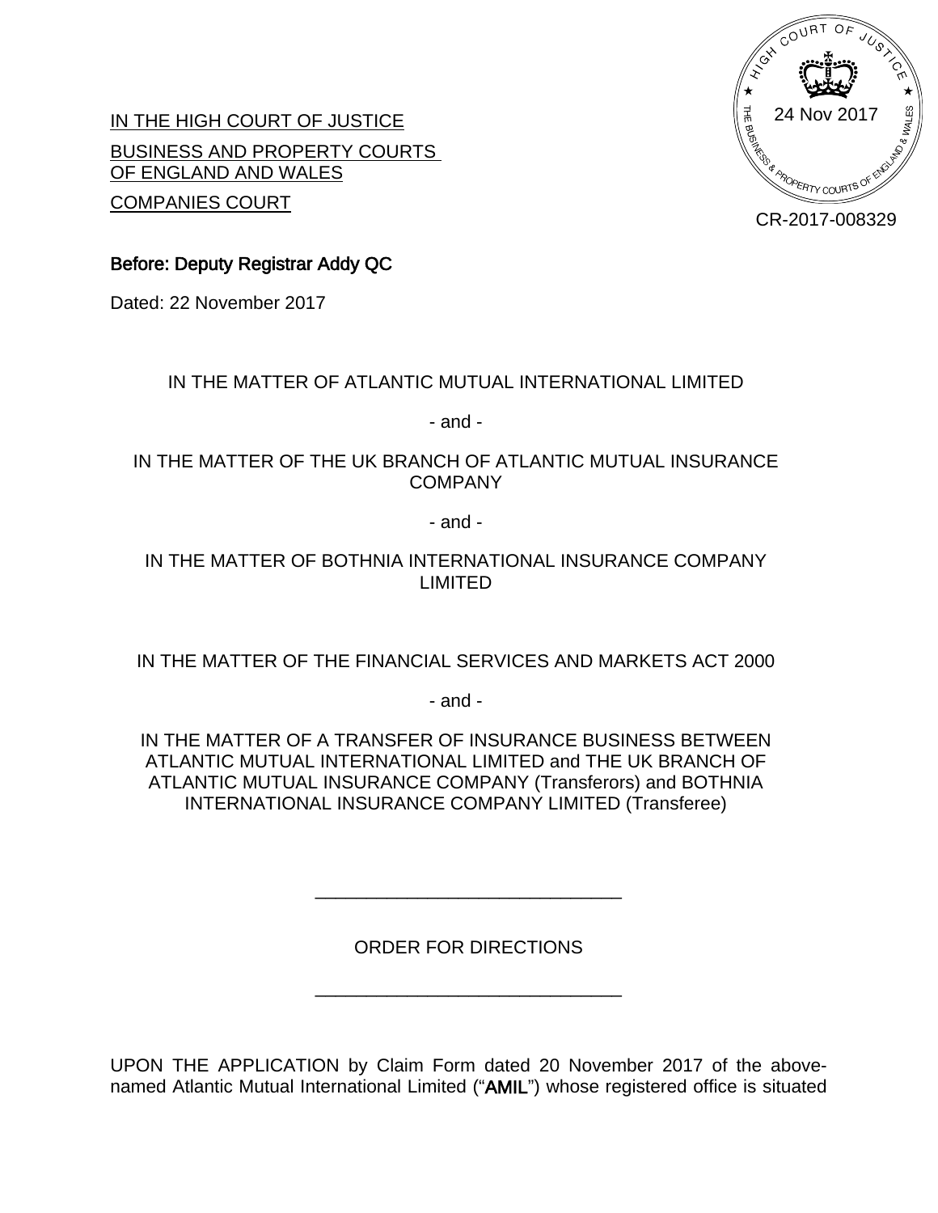HIGH COURT OF JUSTICE

THE BUSINESS & PROPERTY COURTS OF ENGLAND & WALES

24 Nov 2017

CR-2017-008329

IN THE HIGH COURT OF JUSTICE

BUSINESS AND PROPERTY COURTS OF ENGLAND AND WALES

COMPANIES COURT

**Before: Deputy Registrar Addy QC**

Dated: 22 November 2017

IN THE MATTER OF ATLANTIC MUTUAL INTERNATIONAL LIMITED

- and -

IN THE MATTER OF THE UK BRANCH OF ATLANTIC MUTUAL INSURANCE COMPANY

- and -

IN THE MATTER OF BOTHNIA INTERNATIONAL INSURANCE COMPANY LIMITED

IN THE MATTER OF THE FINANCIAL SERVICES AND MARKETS ACT 2000

- and -

IN THE MATTER OF A TRANSFER OF INSURANCE BUSINESS BETWEEN ATLANTIC MUTUAL INTERNATIONAL LIMITED and THE UK BRANCH OF ATLANTIC MUTUAL INSURANCE COMPANY (Transferors) and BOTHNIA INTERNATIONAL INSURANCE COMPANY LIMITED (Transferee)

______________________________

ORDER FOR DIRECTIONS

______________________________

UPON THE APPLICATION by Claim Form dated 20 November 2017 of the above-named Atlantic Mutual International Limited ("**AMIL**") whose registered office is situated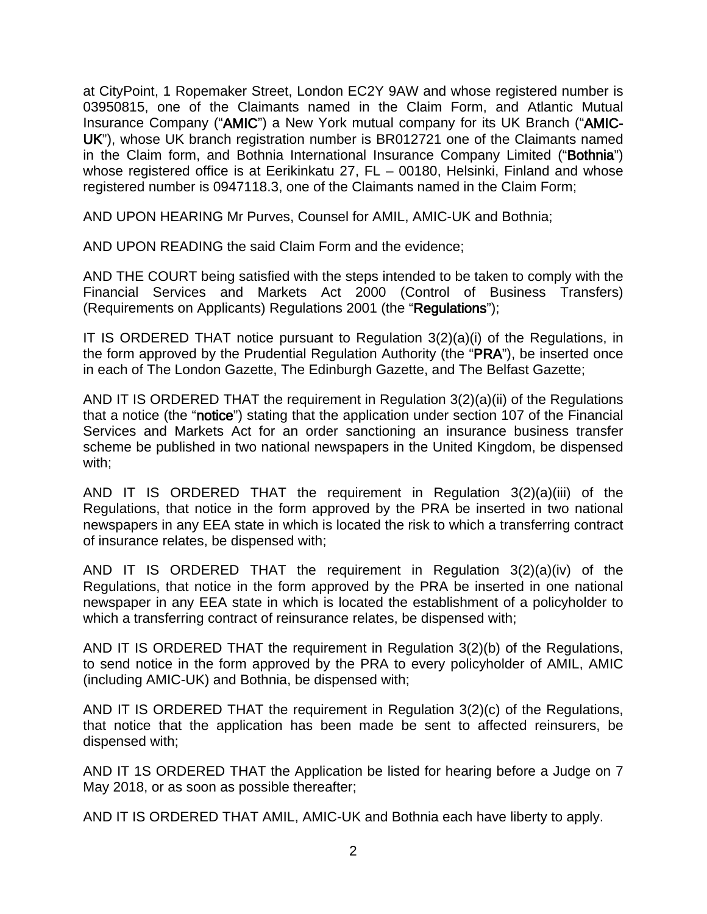at CityPoint, 1 Ropemaker Street, London EC2Y 9AW and whose registered number is 03950815, one of the Claimants named in the Claim Form, and Atlantic Mutual Insurance Company ("**AMIC**") a New York mutual company for its UK Branch ("**AMIC-UK**"), whose UK branch registration number is BR012721 one of the Claimants named in the Claim form, and Bothnia International Insurance Company Limited ("**Bothnia**") whose registered office is at Eerikinkatu 27, FL – 00180, Helsinki, Finland and whose registered number is 0947118.3, one of the Claimants named in the Claim Form;

AND UPON HEARING Mr Purves, Counsel for AMIL, AMIC-UK and Bothnia;

AND UPON READING the said Claim Form and the evidence;

AND THE COURT being satisfied with the steps intended to be taken to comply with the Financial Services and Markets Act 2000 (Control of Business Transfers) (Requirements on Applicants) Regulations 2001 (the "**Regulations**");

IT IS ORDERED THAT notice pursuant to Regulation 3(2)(a)(i) of the Regulations, in the form approved by the Prudential Regulation Authority (the "**PRA**"), be inserted once in each of The London Gazette, The Edinburgh Gazette, and The Belfast Gazette;

AND IT IS ORDERED THAT the requirement in Regulation 3(2)(a)(ii) of the Regulations that a notice (the "**notice**") stating that the application under section 107 of the Financial Services and Markets Act for an order sanctioning an insurance business transfer scheme be published in two national newspapers in the United Kingdom, be dispensed with;

AND IT IS ORDERED THAT the requirement in Regulation 3(2)(a)(iii) of the Regulations, that notice in the form approved by the PRA be inserted in two national newspapers in any EEA state in which is located the risk to which a transferring contract of insurance relates, be dispensed with;

AND IT IS ORDERED THAT the requirement in Regulation 3(2)(a)(iv) of the Regulations, that notice in the form approved by the PRA be inserted in one national newspaper in any EEA state in which is located the establishment of a policyholder to which a transferring contract of reinsurance relates, be dispensed with;

AND IT IS ORDERED THAT the requirement in Regulation 3(2)(b) of the Regulations, to send notice in the form approved by the PRA to every policyholder of AMIL, AMIC (including AMIC-UK) and Bothnia, be dispensed with;

AND IT IS ORDERED THAT the requirement in Regulation 3(2)(c) of the Regulations, that notice that the application has been made be sent to affected reinsurers, be dispensed with;

AND IT 1S ORDERED THAT the Application be listed for hearing before a Judge on 7 May 2018, or as soon as possible thereafter;

AND IT IS ORDERED THAT AMIL, AMIC-UK and Bothnia each have liberty to apply.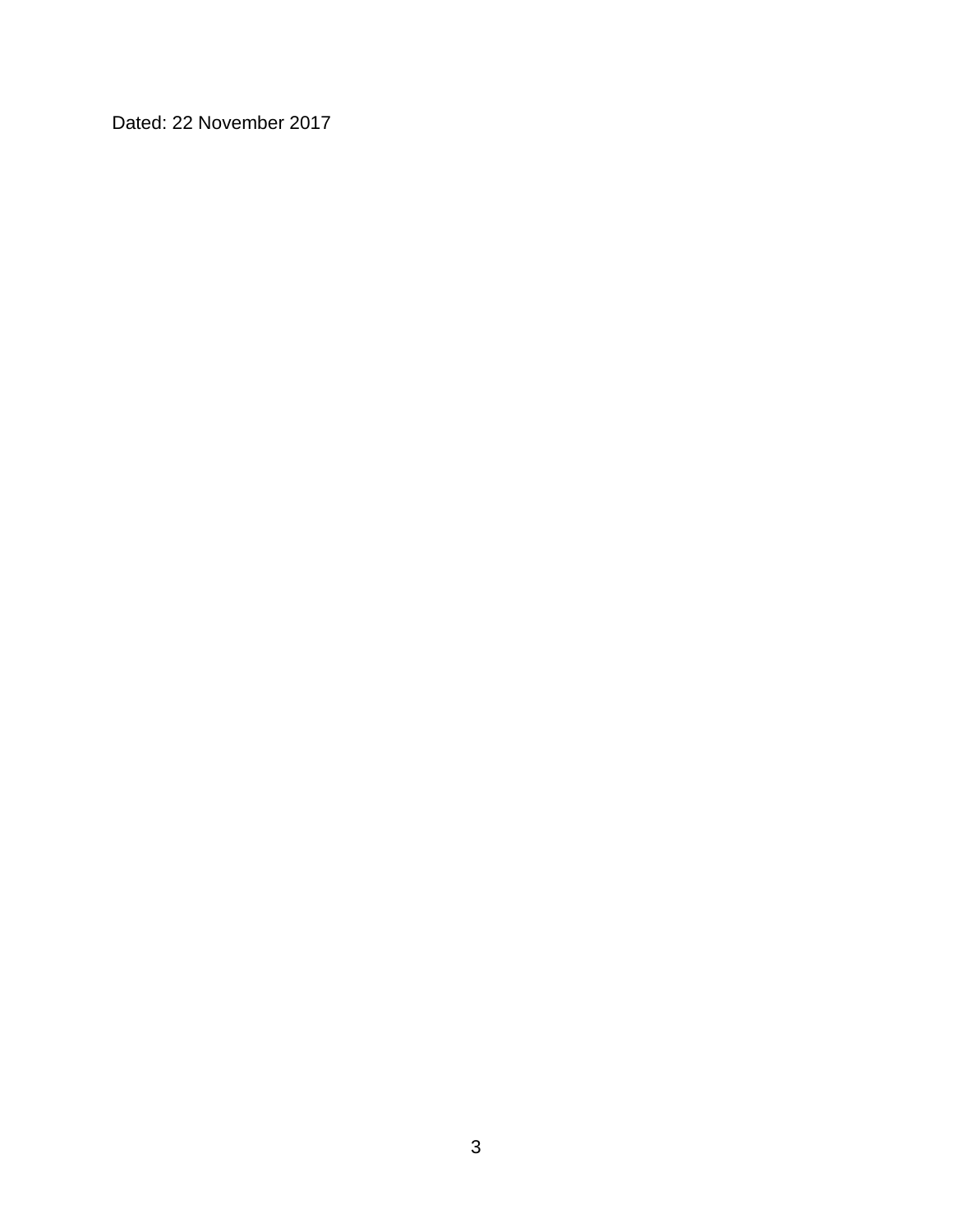Dated: 22 November 2017